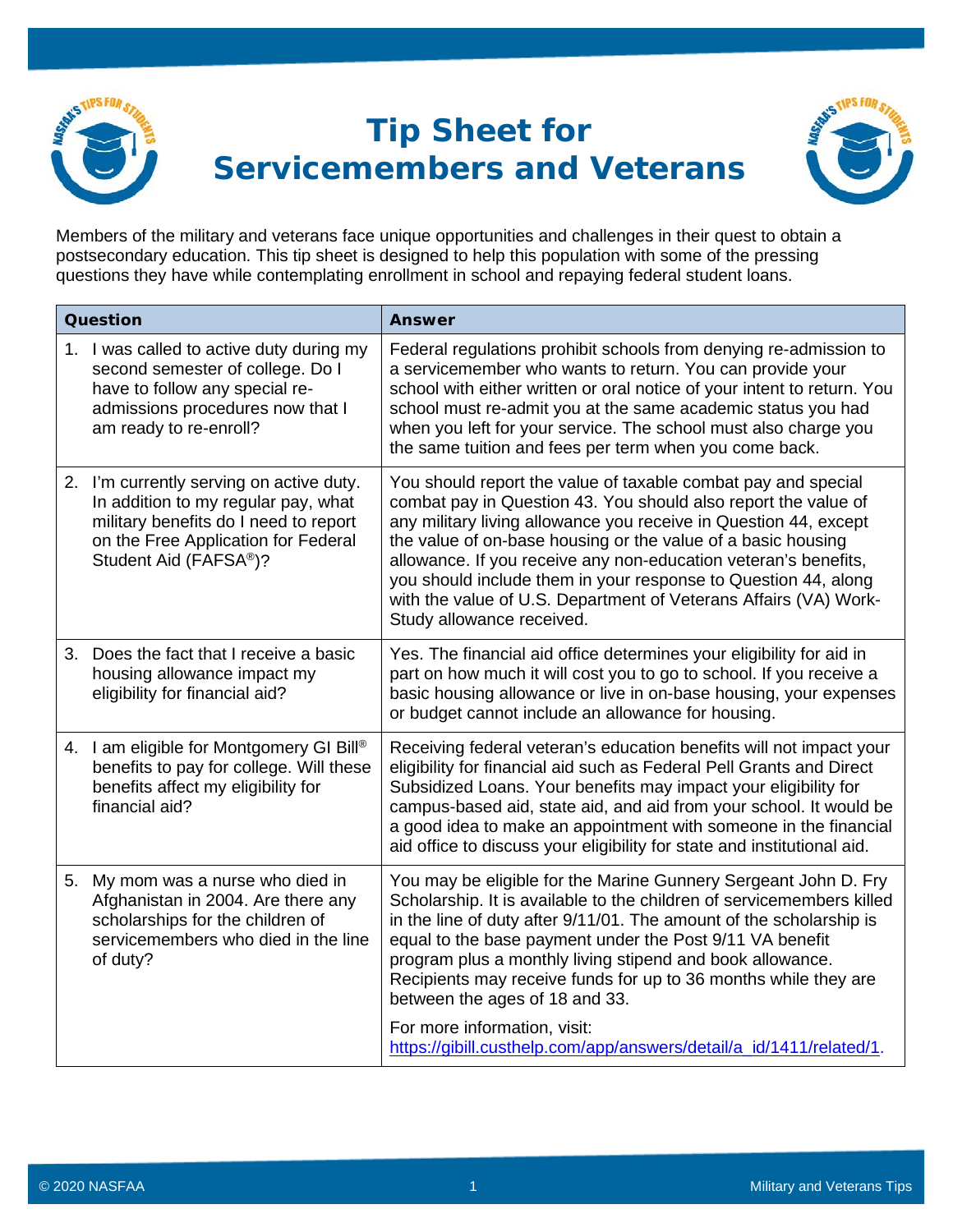# Tip Sheet for Servicemembers and Veterans

Members of the military and veterans face unique opportunities and challenges in their quest to obtain a postsecondary education. This tip sheet is designed to help this population with some of the pressing questions they have while contemplating enrollment in school and repaying federal student loans.

| Question | Answer |
|---|---|
| 1. I was called to active duty during my second semester of college. Do I have to follow any special re-admissions procedures now that I am ready to re-enroll? | Federal regulations prohibit schools from denying re-admission to a servicemember who wants to return. You can provide your school with either written or oral notice of your intent to return. You school must re-admit you at the same academic status you had when you left for your service. The school must also charge you the same tuition and fees per term when you come back. |
| 2. I'm currently serving on active duty. In addition to my regular pay, what military benefits do I need to report on the Free Application for Federal Student Aid (FAFSA®)? | You should report the value of taxable combat pay and special combat pay in Question 43. You should also report the value of any military living allowance you receive in Question 44, except the value of on-base housing or the value of a basic housing allowance. If you receive any non-education veteran's benefits, you should include them in your response to Question 44, along with the value of U.S. Department of Veterans Affairs (VA) Work-Study allowance received. |
| 3. Does the fact that I receive a basic housing allowance impact my eligibility for financial aid? | Yes. The financial aid office determines your eligibility for aid in part on how much it will cost you to go to school. If you receive a basic housing allowance or live in on-base housing, your expenses or budget cannot include an allowance for housing. |
| 4. I am eligible for Montgomery GI Bill® benefits to pay for college. Will these benefits affect my eligibility for financial aid? | Receiving federal veteran's education benefits will not impact your eligibility for financial aid such as Federal Pell Grants and Direct Subsidized Loans. Your benefits may impact your eligibility for campus-based aid, state aid, and aid from your school. It would be a good idea to make an appointment with someone in the financial aid office to discuss your eligibility for state and institutional aid. |
| 5. My mom was a nurse who died in Afghanistan in 2004. Are there any scholarships for the children of servicemembers who died in the line of duty? | You may be eligible for the Marine Gunnery Sergeant John D. Fry Scholarship. It is available to the children of servicemembers killed in the line of duty after 9/11/01. The amount of the scholarship is equal to the base payment under the Post 9/11 VA benefit program plus a monthly living stipend and book allowance. Recipients may receive funds for up to 36 months while they are between the ages of 18 and 33.<br><br>For more information, visit: https://gibill.custhelp.com/app/answers/detail/a_id/1411/related/1. |

© 2020 NASFAA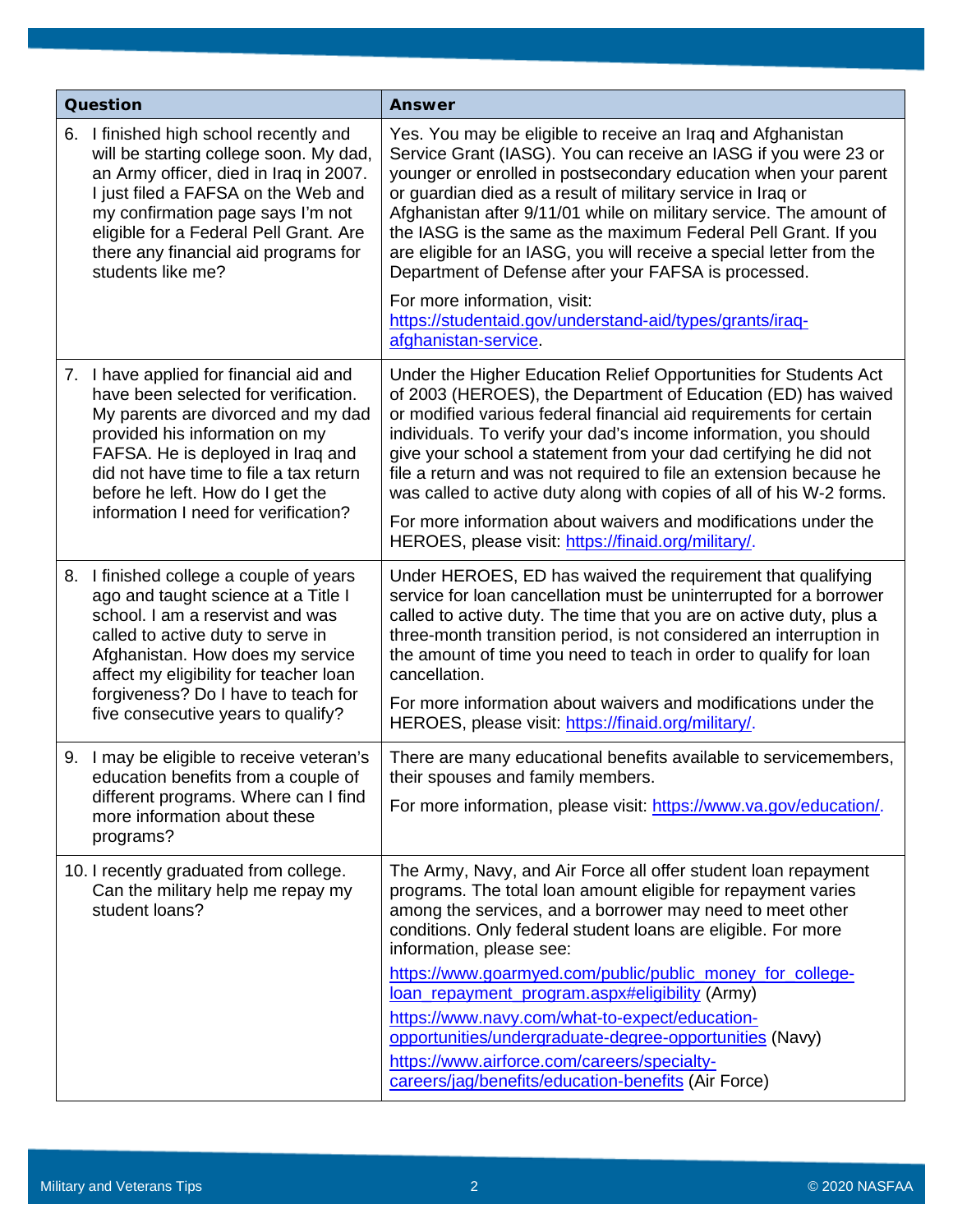| Question | Answer |
| --- | --- |
| 6. I finished high school recently and will be starting college soon. My dad, an Army officer, died in Iraq in 2007. I just filed a FAFSA on the Web and my confirmation page says I'm not eligible for a Federal Pell Grant. Are there any financial aid programs for students like me? | Yes. You may be eligible to receive an Iraq and Afghanistan Service Grant (IASG). You can receive an IASG if you were 23 or younger or enrolled in postsecondary education when your parent or guardian died as a result of military service in Iraq or Afghanistan after 9/11/01 while on military service. The amount of the IASG is the same as the maximum Federal Pell Grant. If you are eligible for an IASG, you will receive a special letter from the Department of Defense after your FAFSA is processed.<br><br>For more information, visit: https://studentaid.gov/understand-aid/types/grants/iraq-afghanistan-service. |
| 7. I have applied for financial aid and have been selected for verification. My parents are divorced and my dad provided his information on my FAFSA. He is deployed in Iraq and did not have time to file a tax return before he left. How do I get the information I need for verification? | Under the Higher Education Relief Opportunities for Students Act of 2003 (HEROES), the Department of Education (ED) has waived or modified various federal financial aid requirements for certain individuals. To verify your dad's income information, you should give your school a statement from your dad certifying he did not file a return and was not required to file an extension because he was called to active duty along with copies of all of his W-2 forms.<br><br>For more information about waivers and modifications under the HEROES, please visit: https://finaid.org/military/. |
| 8. I finished college a couple of years ago and taught science at a Title I school. I am a reservist and was called to active duty to serve in Afghanistan. How does my service affect my eligibility for teacher loan forgiveness? Do I have to teach for five consecutive years to qualify? | Under HEROES, ED has waived the requirement that qualifying service for loan cancellation must be uninterrupted for a borrower called to active duty. The time that you are on active duty, plus a three-month transition period, is not considered an interruption in the amount of time you need to teach in order to qualify for loan cancellation.<br><br>For more information about waivers and modifications under the HEROES, please visit: https://finaid.org/military/. |
| 9. I may be eligible to receive veteran's education benefits from a couple of different programs. Where can I find more information about these programs? | There are many educational benefits available to servicemembers, their spouses and family members.<br><br>For more information, please visit: https://www.va.gov/education/. |
| 10. I recently graduated from college. Can the military help me repay my student loans? | The Army, Navy, and Air Force all offer student loan repayment programs. The total loan amount eligible for repayment varies among the services, and a borrower may need to meet other conditions. Only federal student loans are eligible. For more information, please see:<br><br>https://www.goarmyed.com/public/public_money_for_college-loan_repayment_program.aspx#eligibility (Army)<br><br>https://www.navy.com/what-to-expect/education-opportunities/undergraduate-degree-opportunities (Navy)<br><br>https://www.airforce.com/careers/specialty-careers/jag/benefits/education-benefits (Air Force) |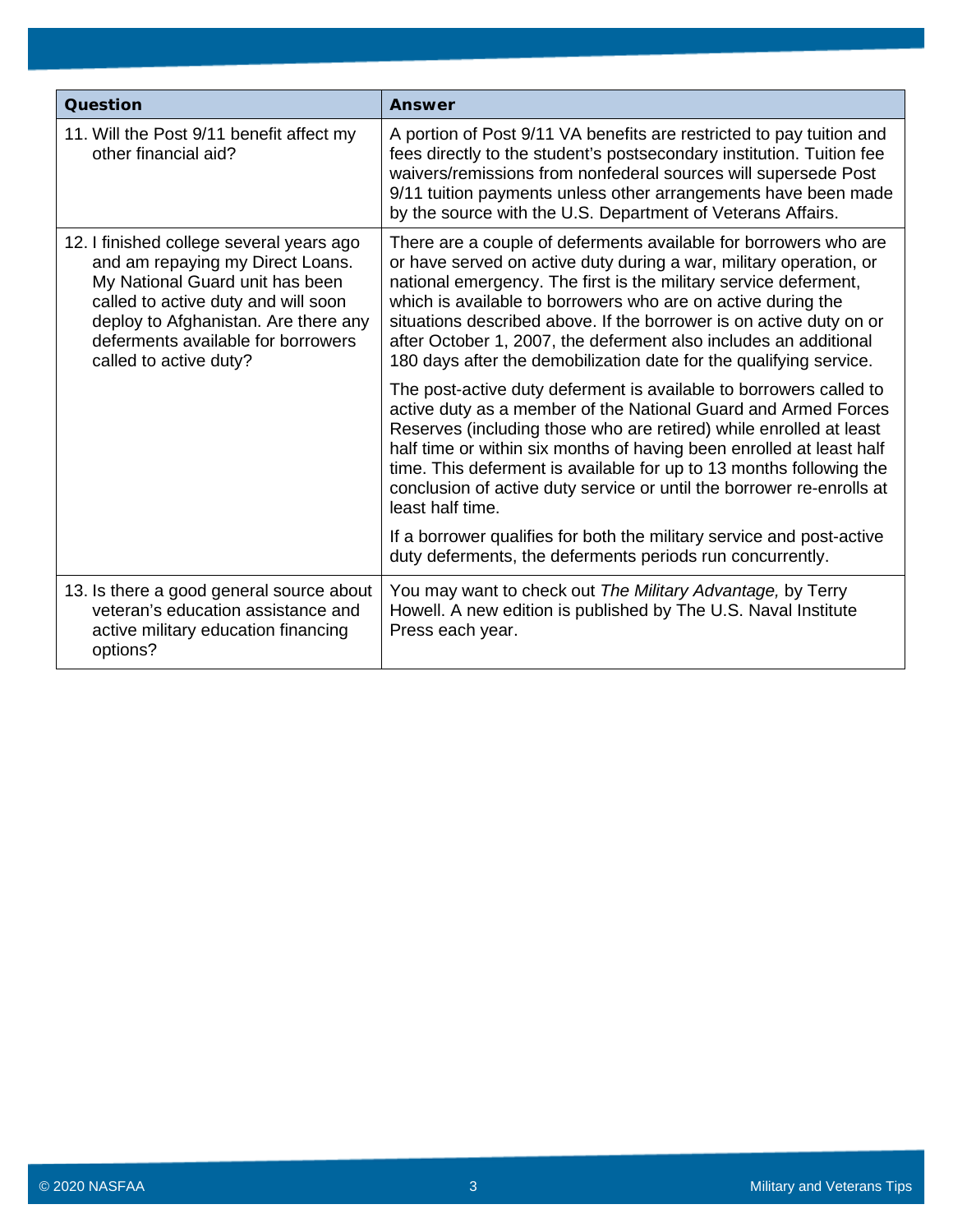| Question | Answer |
|---|---|
| 11. Will the Post 9/11 benefit affect my other financial aid? | A portion of Post 9/11 VA benefits are restricted to pay tuition and fees directly to the student's postsecondary institution. Tuition fee waivers/remissions from nonfederal sources will supersede Post 9/11 tuition payments unless other arrangements have been made by the source with the U.S. Department of Veterans Affairs. |
| 12. I finished college several years ago and am repaying my Direct Loans. My National Guard unit has been called to active duty and will soon deploy to Afghanistan. Are there any deferments available for borrowers called to active duty? | There are a couple of deferments available for borrowers who are or have served on active duty during a war, military operation, or national emergency. The first is the military service deferment, which is available to borrowers who are on active during the situations described above. If the borrower is on active duty on or after October 1, 2007, the deferment also includes an additional 180 days after the demobilization date for the qualifying service.<br><br>The post-active duty deferment is available to borrowers called to active duty as a member of the National Guard and Armed Forces Reserves (including those who are retired) while enrolled at least half time or within six months of having been enrolled at least half time. This deferment is available for up to 13 months following the conclusion of active duty service or until the borrower re-enrolls at least half time.<br><br>If a borrower qualifies for both the military service and post-active duty deferments, the deferments periods run concurrently. |
| 13. Is there a good general source about veteran's education assistance and active military education financing options? | You may want to check out *The Military Advantage,* by Terry Howell. A new edition is published by The U.S. Naval Institute Press each year. |